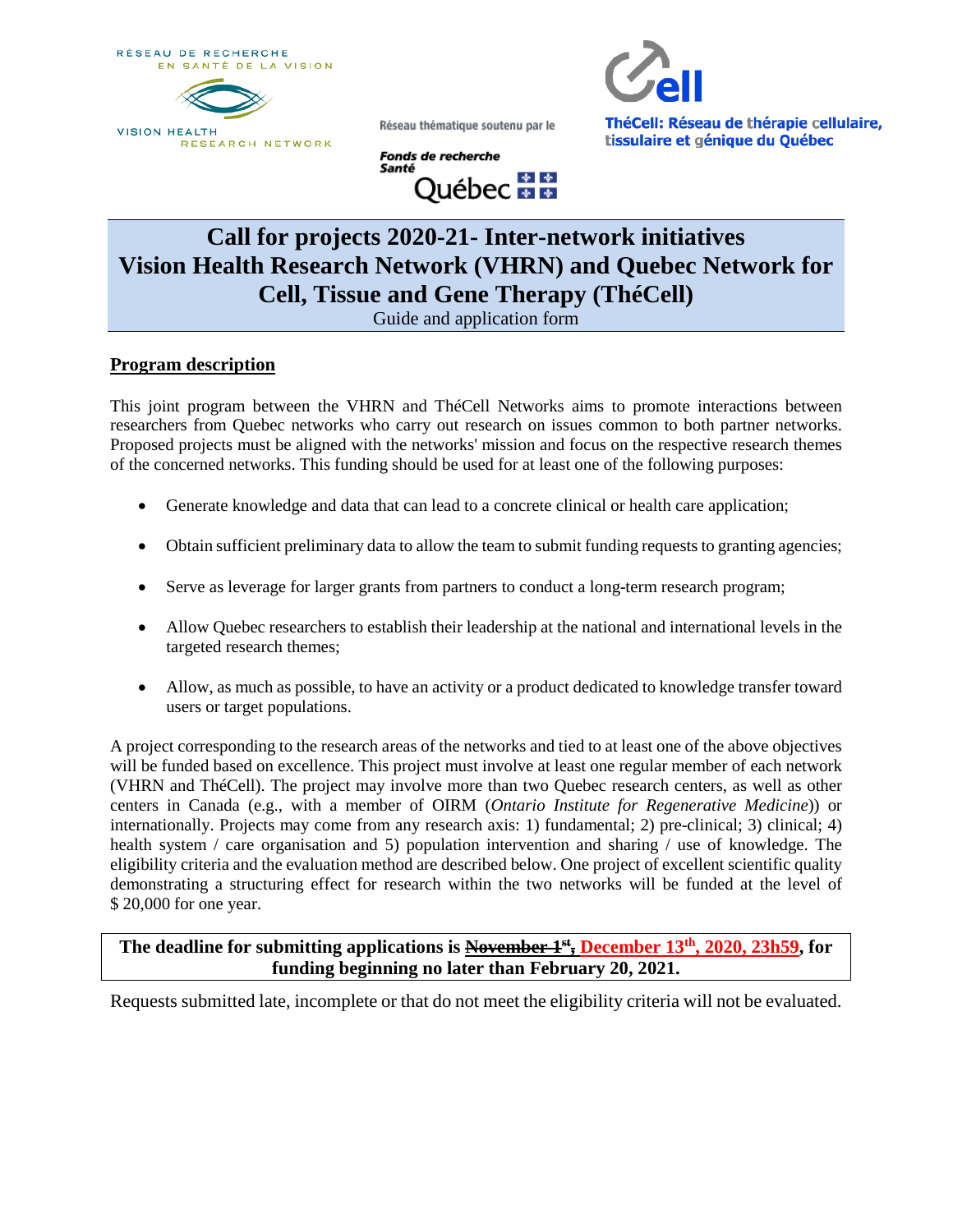RÉSEAU DE RECHERCHE EN SANTÉ DE LA VISION

VISION HEALTH RESEARCH NETWORK

Réseau thématique soutenu par le

Fonds de recherche Santé Québec

ThéCell: Réseau de thérapie cellulaire, tissulaire et génique du Québec

# Call for projects 2020-21- Inter-network initiatives Vision Health Research Network (VHRN) and Quebec Network for Cell, Tissue and Gene Therapy (ThéCell)

Guide and application form

## Program description

This joint program between the VHRN and ThéCell Networks aims to promote interactions between researchers from Quebec networks who carry out research on issues common to both partner networks. Proposed projects must be aligned with the networks' mission and focus on the respective research themes of the concerned networks. This funding should be used for at least one of the following purposes:

- Generate knowledge and data that can lead to a concrete clinical or health care application;
- Obtain sufficient preliminary data to allow the team to submit funding requests to granting agencies;
- Serve as leverage for larger grants from partners to conduct a long-term research program;
- Allow Quebec researchers to establish their leadership at the national and international levels in the targeted research themes;
- Allow, as much as possible, to have an activity or a product dedicated to knowledge transfer toward users or target populations.

A project corresponding to the research areas of the networks and tied to at least one of the above objectives will be funded based on excellence. This project must involve at least one regular member of each network (VHRN and ThéCell). The project may involve more than two Quebec research centers, as well as other centers in Canada (e.g., with a member of OIRM (*Ontario Institute for Regenerative Medicine*)) or internationally. Projects may come from any research axis: 1) fundamental; 2) pre-clinical; 3) clinical; 4) health system / care organisation and 5) population intervention and sharing / use of knowledge. The eligibility criteria and the evaluation method are described below. One project of excellent scientific quality demonstrating a structuring effect for research within the two networks will be funded at the level of $ 20,000 for one year.

**The deadline for submitting applications is ~~November 1st,~~ December 13th, 2020, 23h59, for funding beginning no later than February 20, 2021.**

Requests submitted late, incomplete or that do not meet the eligibility criteria will not be evaluated.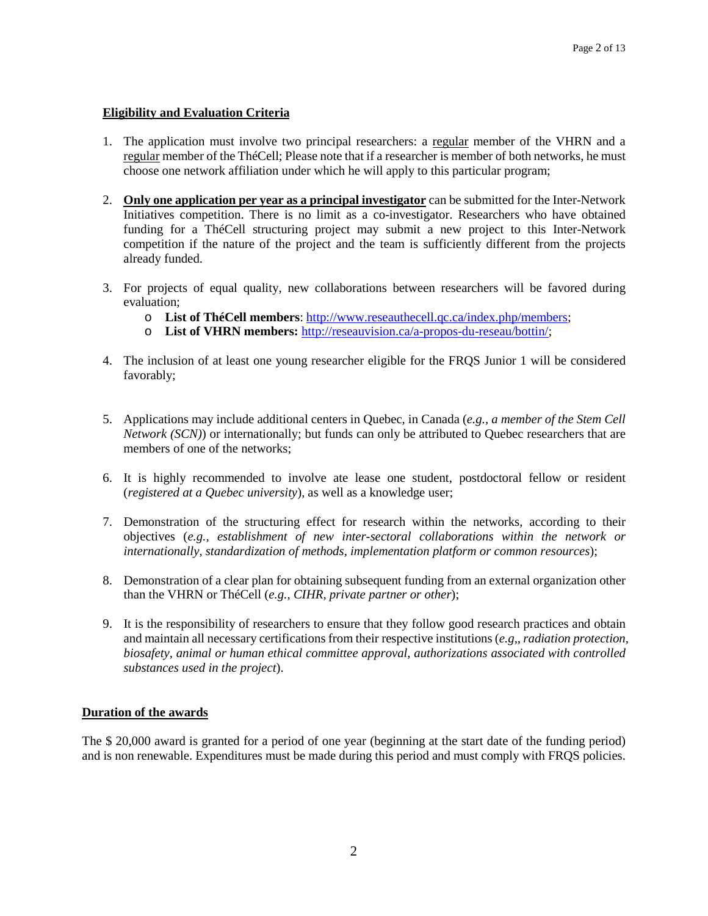## <u>Eligibility and Evaluation Criteria</u>

1. The application must involve two principal researchers: a <u>regular</u> member of the VHRN and a <u>regular</u> member of the ThéCell; Please note that if a researcher is member of both networks, he must choose one network affiliation under which he will apply to this particular program;

2. **<u>Only one application per year as a principal investigator</u>** can be submitted for the Inter-Network Initiatives competition. There is no limit as a co-investigator. Researchers who have obtained funding for a ThéCell structuring project may submit a new project to this Inter-Network competition if the nature of the project and the team is sufficiently different from the projects already funded.

3. For projects of equal quality, new collaborations between researchers will be favored during evaluation;
   - **List of ThéCell members**: http://www.reseauthecell.qc.ca/index.php/members;
   - **List of VHRN members:** http://reseauvision.ca/a-propos-du-reseau/bottin/;

4. The inclusion of at least one young researcher eligible for the FRQS Junior 1 will be considered favorably;

5. Applications may include additional centers in Quebec, in Canada (*e.g., a member of the Stem Cell Network (SCN)*) or internationally; but funds can only be attributed to Quebec researchers that are members of one of the networks;

6. It is highly recommended to involve ate lease one student, postdoctoral fellow or resident (*registered at a Quebec university*), as well as a knowledge user;

7. Demonstration of the structuring effect for research within the networks, according to their objectives (*e.g., establishment of new inter-sectoral collaborations within the network or internationally, standardization of methods, implementation platform or common resources*);

8. Demonstration of a clear plan for obtaining subsequent funding from an external organization other than the VHRN or ThéCell (*e.g., CIHR, private partner or other*);

9. It is the responsibility of researchers to ensure that they follow good research practices and obtain and maintain all necessary certifications from their respective institutions (*e.g,, radiation protection, biosafety, animal or human ethical committee approval, authorizations associated with controlled substances used in the project*).

## <u>Duration of the awards</u>

The $ 20,000 award is granted for a period of one year (beginning at the start date of the funding period) and is non renewable. Expenditures must be made during this period and must comply with FRQS policies.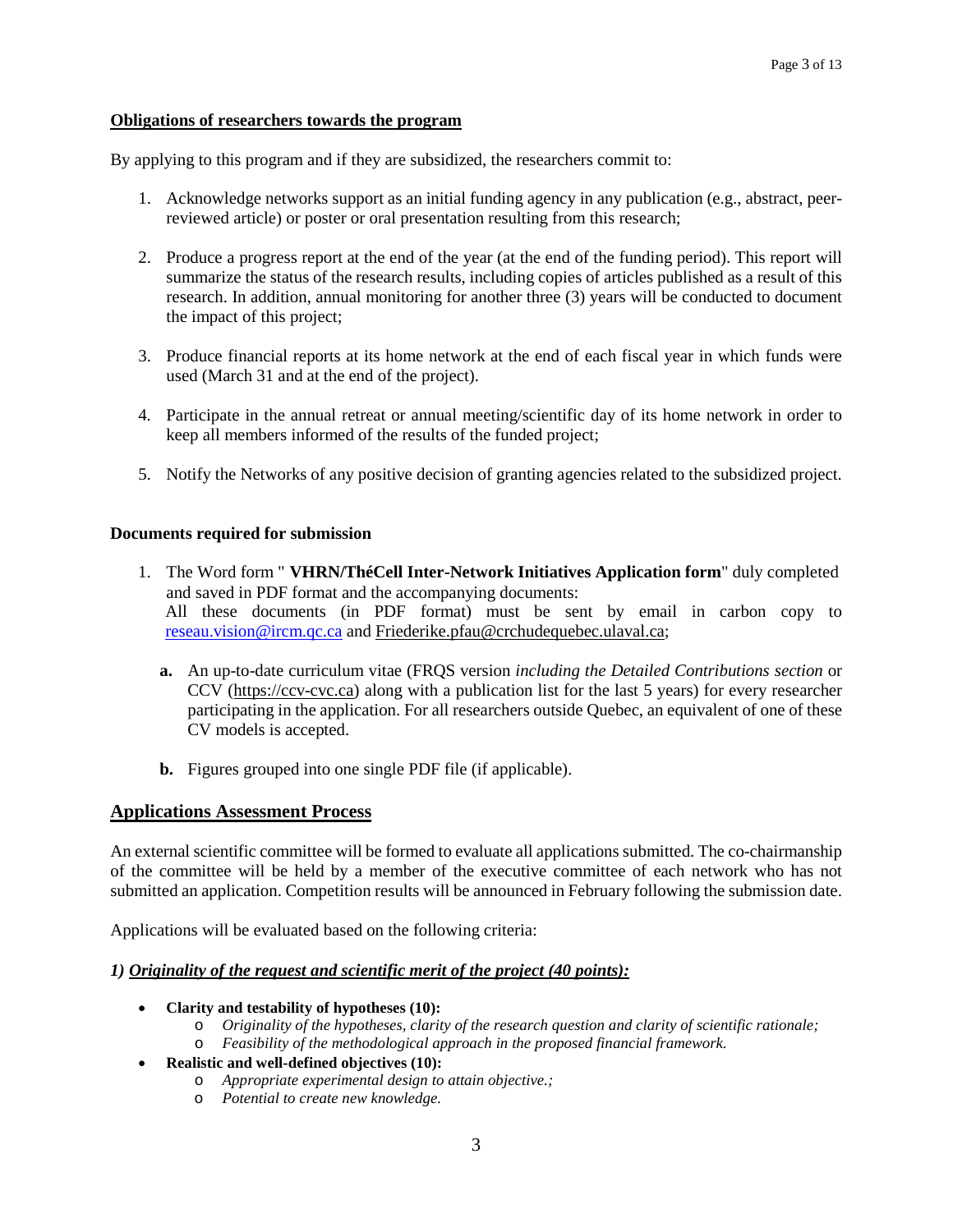**Obligations of researchers towards the program**

By applying to this program and if they are subsidized, the researchers commit to:

1. Acknowledge networks support as an initial funding agency in any publication (e.g., abstract, peer-reviewed article) or poster or oral presentation resulting from this research;

2. Produce a progress report at the end of the year (at the end of the funding period). This report will summarize the status of the research results, including copies of articles published as a result of this research. In addition, annual monitoring for another three (3) years will be conducted to document the impact of this project;

3. Produce financial reports at its home network at the end of each fiscal year in which funds were used (March 31 and at the end of the project).

4. Participate in the annual retreat or annual meeting/scientific day of its home network in order to keep all members informed of the results of the funded project;

5. Notify the Networks of any positive decision of granting agencies related to the subsidized project.

**Documents required for submission**

1. The Word form " **VHRN/ThéCell Inter-Network Initiatives Application form**" duly completed and saved in PDF format and the accompanying documents:
   All these documents (in PDF format) must be sent by email in carbon copy to reseau.vision@ircm.qc.ca and Friederike.pfau@crchudequebec.ulaval.ca;

   **a.** An up-to-date curriculum vitae (FRQS version *including the Detailed Contributions section* or CCV (https://ccv-cvc.ca) along with a publication list for the last 5 years) for every researcher participating in the application. For all researchers outside Quebec, an equivalent of one of these CV models is accepted.

   **b.** Figures grouped into one single PDF file (if applicable).

## Applications Assessment Process

An external scientific committee will be formed to evaluate all applications submitted. The co-chairmanship of the committee will be held by a member of the executive committee of each network who has not submitted an application. Competition results will be announced in February following the submission date.

Applications will be evaluated based on the following criteria:

***1) Originality of the request and scientific merit of the project (40 points):***

- **Clarity and testability of hypotheses (10):**
  - *Originality of the hypotheses, clarity of the research question and clarity of scientific rationale;*
  - *Feasibility of the methodological approach in the proposed financial framework.*
- **Realistic and well-defined objectives (10):**
  - *Appropriate experimental design to attain objective.;*
  - *Potential to create new knowledge.*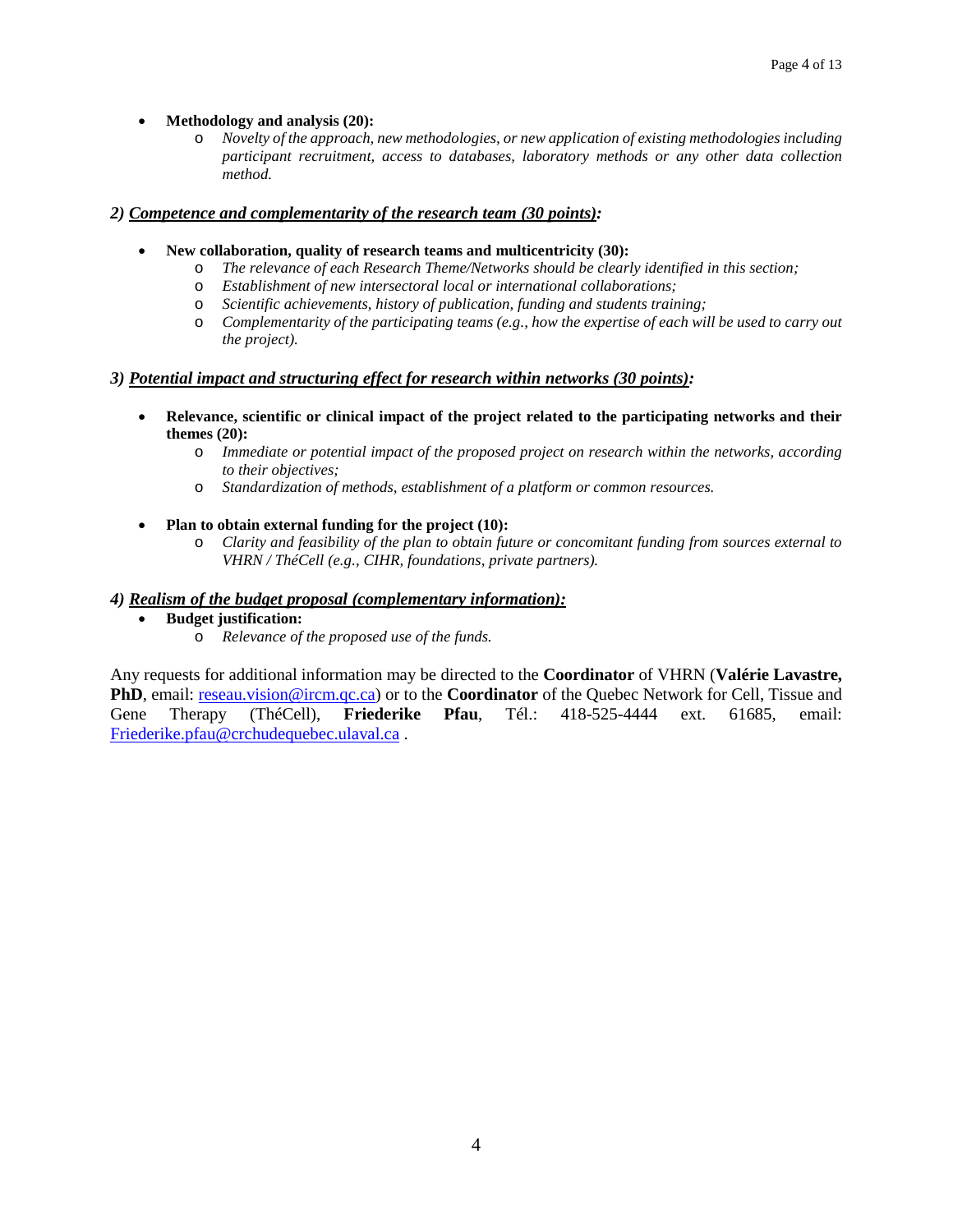- **Methodology and analysis (20):**
  - *Novelty of the approach, new methodologies, or new application of existing methodologies including participant recruitment, access to databases, laboratory methods or any other data collection method.*

### *2) Competence and complementarity of the research team (30 points):*

- **New collaboration, quality of research teams and multicentricity (30):**
  - *The relevance of each Research Theme/Networks should be clearly identified in this section;*
  - *Establishment of new intersectoral local or international collaborations;*
  - *Scientific achievements, history of publication, funding and students training;*
  - *Complementarity of the participating teams (e.g., how the expertise of each will be used to carry out the project).*

### *3) Potential impact and structuring effect for research within networks (30 points):*

- **Relevance, scientific or clinical impact of the project related to the participating networks and their themes (20):**
  - *Immediate or potential impact of the proposed project on research within the networks, according to their objectives;*
  - *Standardization of methods, establishment of a platform or common resources.*

- **Plan to obtain external funding for the project (10):**
  - *Clarity and feasibility of the plan to obtain future or concomitant funding from sources external to VHRN / ThéCell (e.g., CIHR, foundations, private partners).*

### *4) Realism of the budget proposal (complementary information):*

- **Budget justification:**
  - *Relevance of the proposed use of the funds.*

Any requests for additional information may be directed to the **Coordinator** of VHRN (**Valérie Lavastre, PhD**, email: reseau.vision@ircm.qc.ca) or to the **Coordinator** of the Quebec Network for Cell, Tissue and Gene Therapy (ThéCell), **Friederike Pfau**, Tél.: 418-525-4444 ext. 61685, email: Friederike.pfau@crchudequebec.ulaval.ca .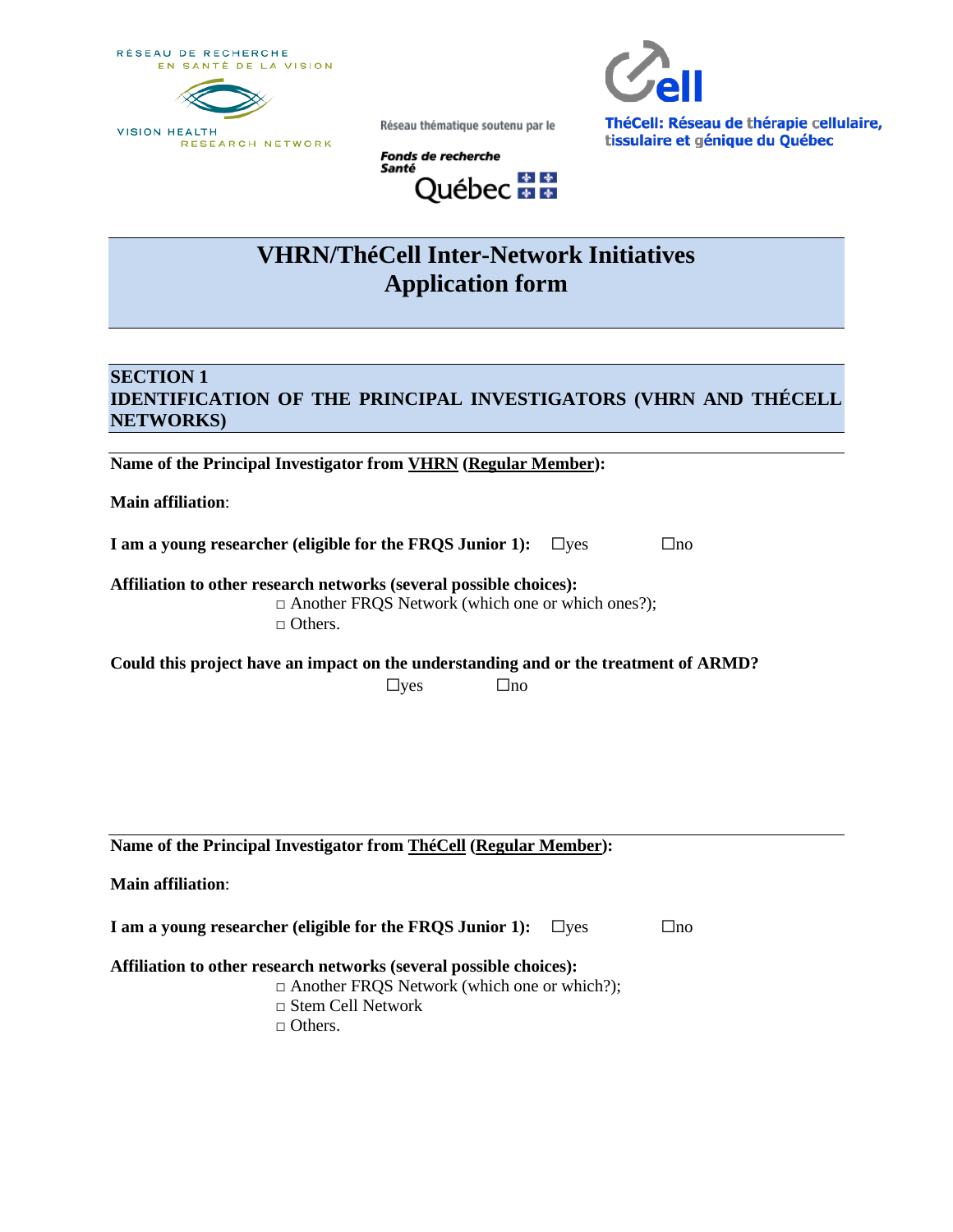RÉSEAU DE RECHERCHE EN SANTÉ DE LA VISION

VISION HEALTH RESEARCH NETWORK

Réseau thématique soutenu par le

Fonds de recherche Santé Québec

ThéCell: Réseau de thérapie cellulaire, tissulaire et génique du Québec

# VHRN/ThéCell Inter-Network Initiatives Application form

## SECTION 1 IDENTIFICATION OF THE PRINCIPAL INVESTIGATORS (VHRN AND THÉCELL NETWORKS)

**Name of the Principal Investigator from VHRN (Regular Member):**

**Main affiliation**:

**I am a young researcher (eligible for the FRQS Junior 1):** ☐yes ☐no

**Affiliation to other research networks (several possible choices):**

- □ Another FRQS Network (which one or which ones?);
- □ Others.

**Could this project have an impact on the understanding and or the treatment of ARMD?**

☐yes ☐no

**Name of the Principal Investigator from ThéCell (Regular Member):**

**Main affiliation**:

**I am a young researcher (eligible for the FRQS Junior 1):** ☐yes ☐no

**Affiliation to other research networks (several possible choices):**

- □ Another FRQS Network (which one or which?);
- □ Stem Cell Network
- □ Others.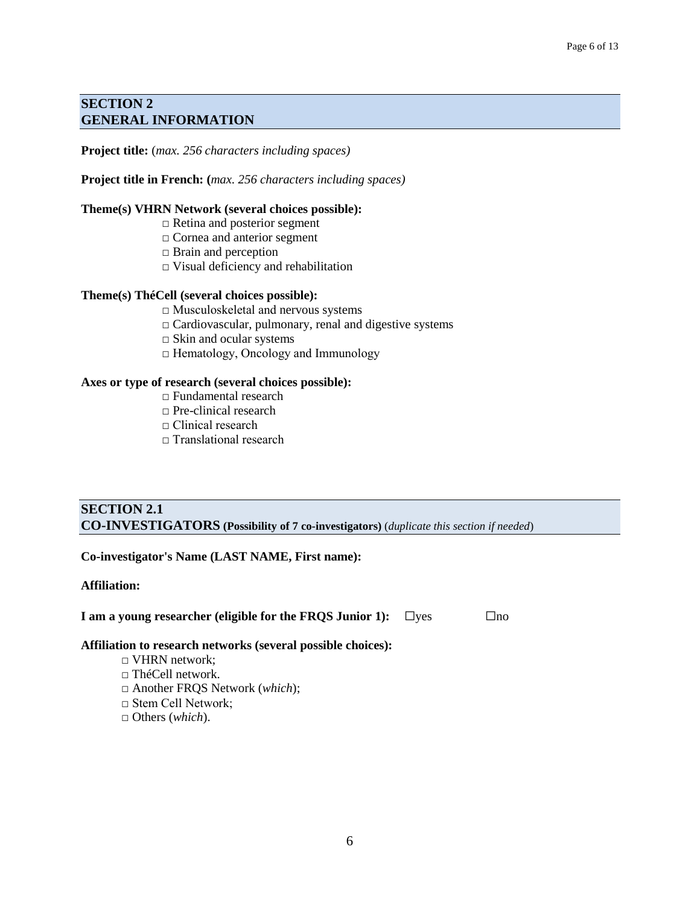## SECTION 2
## GENERAL INFORMATION

**Project title:** (*max. 256 characters including spaces)*

**Project title in French: (***max. 256 characters including spaces)*

**Theme(s) VHRN Network (several choices possible):**

- □ Retina and posterior segment
- □ Cornea and anterior segment
- □ Brain and perception
- □ Visual deficiency and rehabilitation

**Theme(s) ThéCell (several choices possible):**

- □ Musculoskeletal and nervous systems
- □ Cardiovascular, pulmonary, renal and digestive systems
- □ Skin and ocular systems
- □ Hematology, Oncology and Immunology

**Axes or type of research (several choices possible):**

- □ Fundamental research
- □ Pre-clinical research
- □ Clinical research
- □ Translational research

## SECTION 2.1
## CO-INVESTIGATORS (Possibility of 7 co-investigators) (*duplicate this section if needed*)

**Co-investigator's Name (LAST NAME, First name):**

**Affiliation:**

**I am a young researcher (eligible for the FRQS Junior 1):** ☐yes ☐no

**Affiliation to research networks (several possible choices):**

- □ VHRN network;
- □ ThéCell network.
- □ Another FRQS Network (*which*);
- □ Stem Cell Network;
- □ Others (*which*).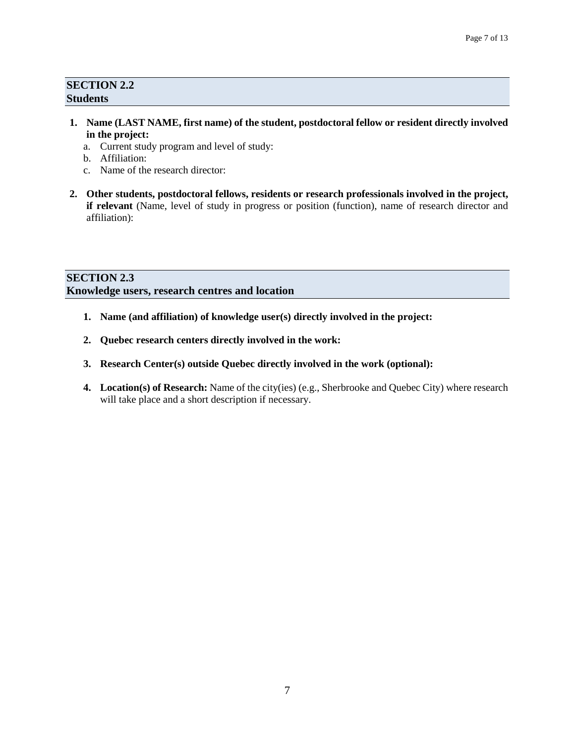## SECTION 2.2
## Students

1. **Name (LAST NAME, first name) of the student, postdoctoral fellow or resident directly involved in the project:**
   a. Current study program and level of study:
   b. Affiliation:
   c. Name of the research director:

2. **Other students, postdoctoral fellows, residents or research professionals involved in the project, if relevant** (Name, level of study in progress or position (function), name of research director and affiliation):

## SECTION 2.3
## Knowledge users, research centres and location

1. **Name (and affiliation) of knowledge user(s) directly involved in the project:**

2. **Quebec research centers directly involved in the work:**

3. **Research Center(s) outside Quebec directly involved in the work (optional):**

4. **Location(s) of Research:** Name of the city(ies) (e.g., Sherbrooke and Quebec City) where research will take place and a short description if necessary.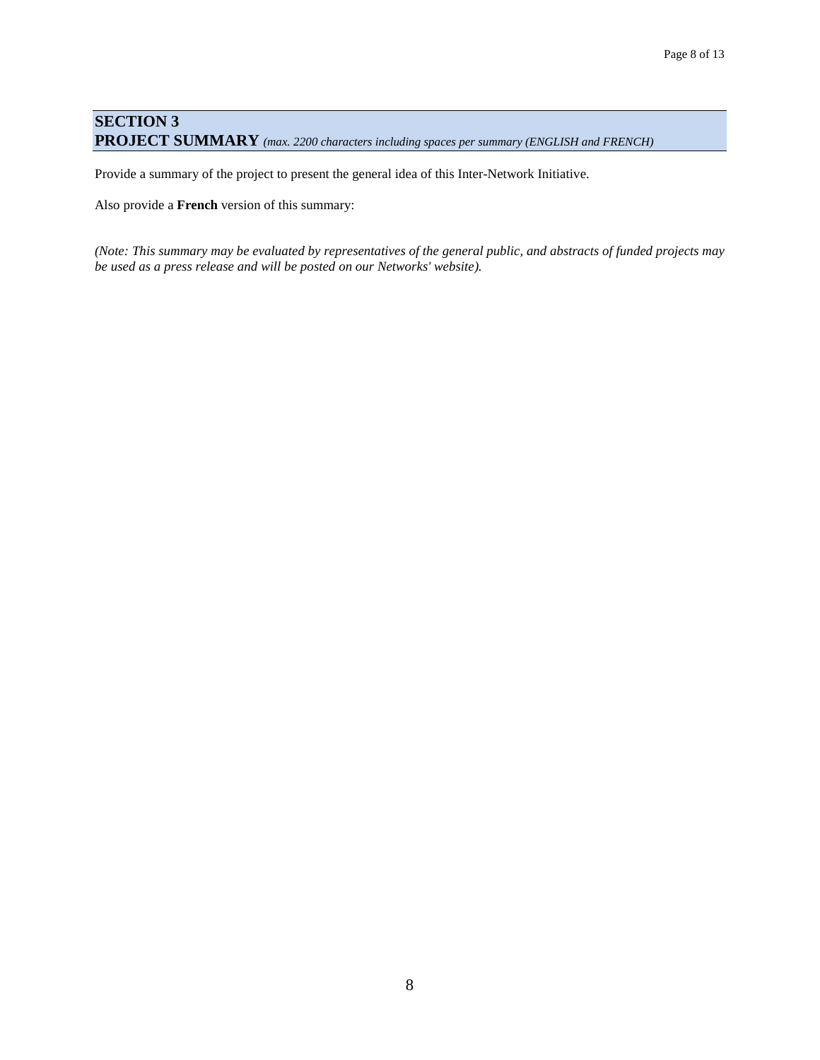## SECTION 3
## PROJECT SUMMARY *(max. 2200 characters including spaces per summary (ENGLISH and FRENCH)*

Provide a summary of the project to present the general idea of this Inter-Network Initiative.

Also provide a **French** version of this summary:

*(Note: This summary may be evaluated by representatives of the general public, and abstracts of funded projects may be used as a press release and will be posted on our Networks' website).*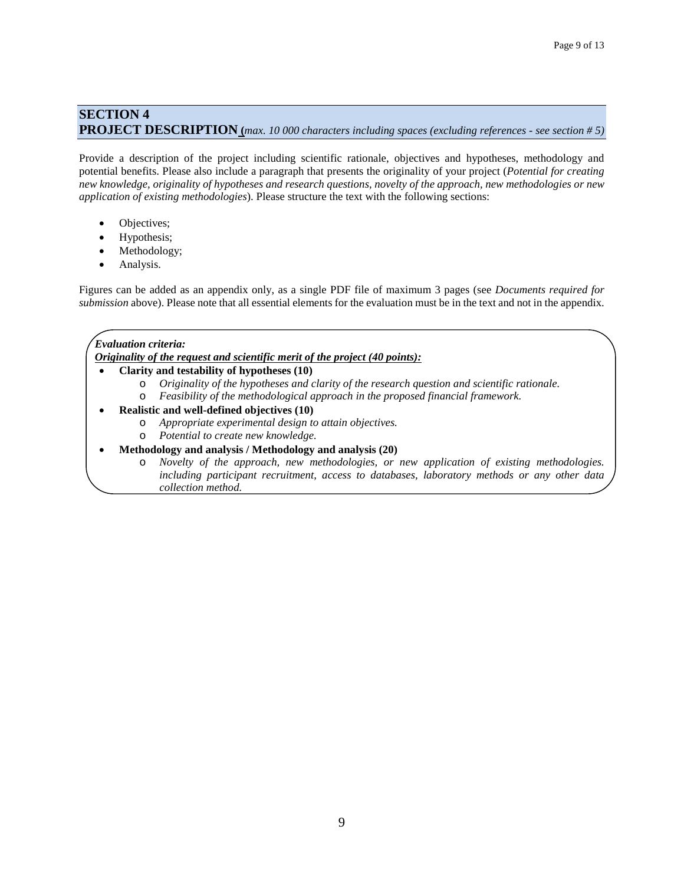## SECTION 4
## PROJECT DESCRIPTION (*max. 10 000 characters including spaces (excluding references - see section # 5)*

Provide a description of the project including scientific rationale, objectives and hypotheses, methodology and potential benefits. Please also include a paragraph that presents the originality of your project (*Potential for creating new knowledge, originality of hypotheses and research questions, novelty of the approach, new methodologies or new application of existing methodologies*). Please structure the text with the following sections:

- Objectives;
- Hypothesis;
- Methodology;
- Analysis.

Figures can be added as an appendix only, as a single PDF file of maximum 3 pages (see *Documents required for submission* above). Please note that all essential elements for the evaluation must be in the text and not in the appendix.

***Evaluation criteria:***
***Originality of the request and scientific merit of the project (40 points):***

- **Clarity and testability of hypotheses (10)**
  - *Originality of the hypotheses and clarity of the research question and scientific rationale.*
  - *Feasibility of the methodological approach in the proposed financial framework.*
- **Realistic and well-defined objectives (10)**
  - *Appropriate experimental design to attain objectives.*
  - *Potential to create new knowledge.*
- **Methodology and analysis / Methodology and analysis (20)**
  - *Novelty of the approach, new methodologies, or new application of existing methodologies. including participant recruitment, access to databases, laboratory methods or any other data collection method.*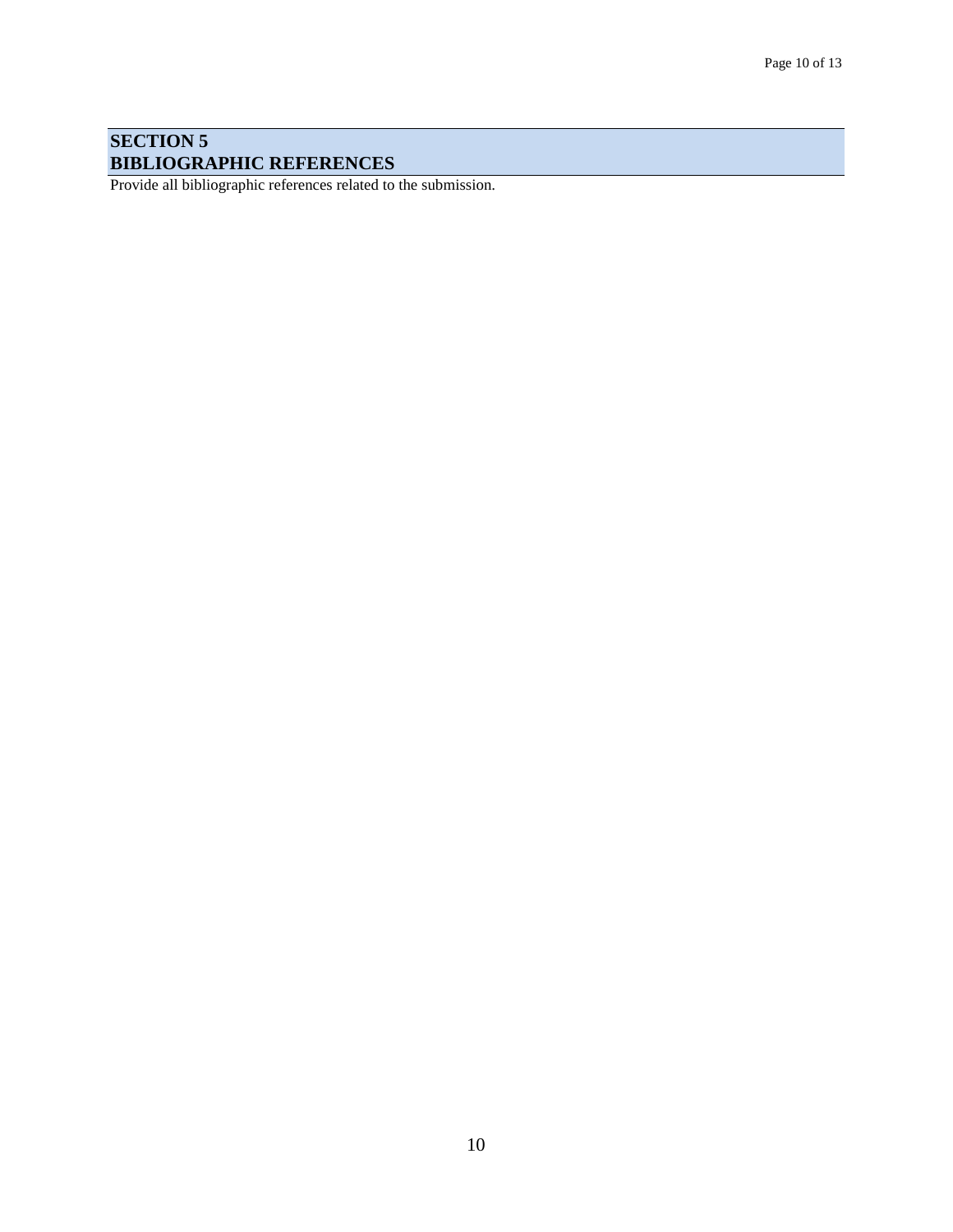## SECTION 5
## BIBLIOGRAPHIC REFERENCES

Provide all bibliographic references related to the submission.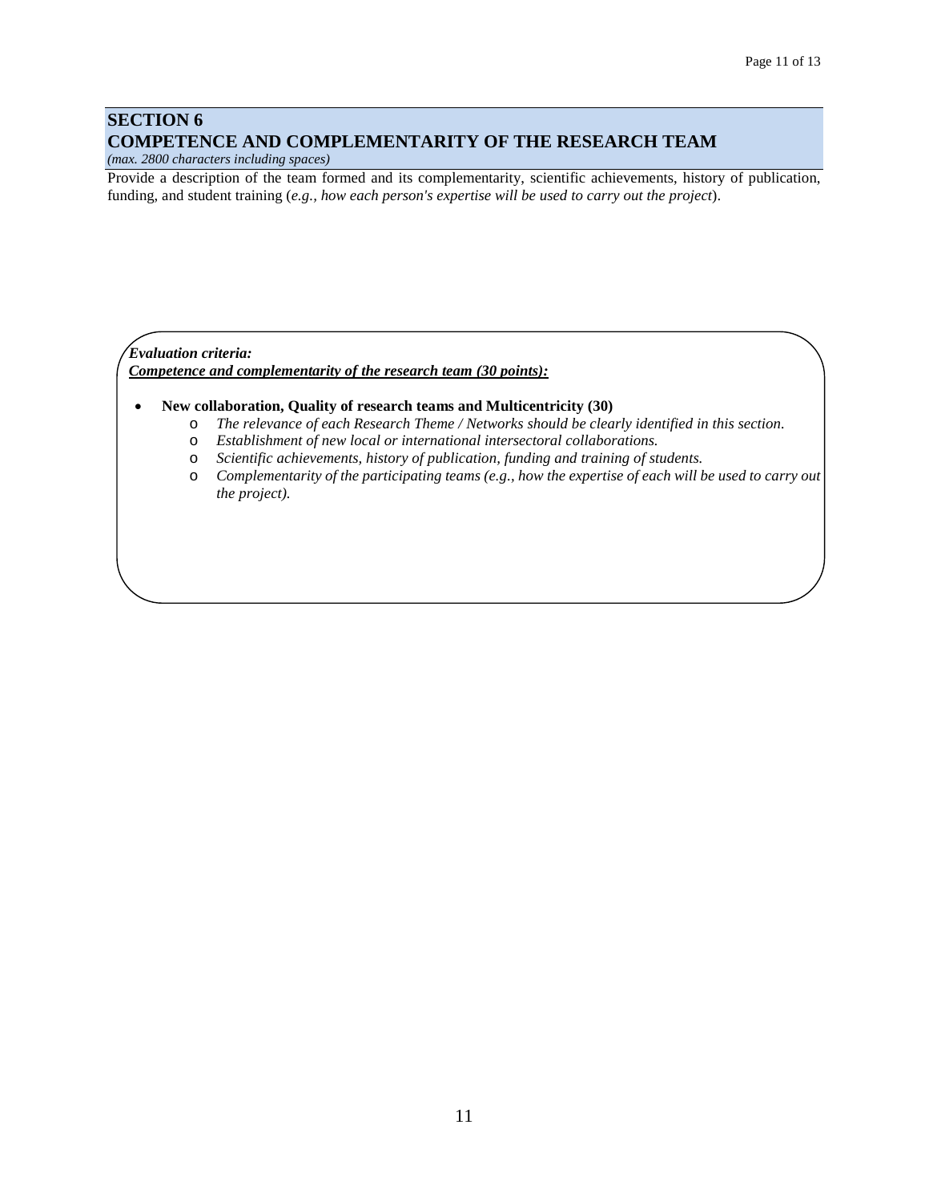## SECTION 6
## COMPETENCE AND COMPLEMENTARITY OF THE RESEARCH TEAM

*(max. 2800 characters including spaces)*

Provide a description of the team formed and its complementarity, scientific achievements, history of publication, funding, and student training (*e.g., how each person's expertise will be used to carry out the project*).

***Evaluation criteria:***
***<u>Competence and complementarity of the research team (30 points):</u>***

- **New collaboration, Quality of research teams and Multicentricity (30)**
  - *The relevance of each Research Theme / Networks should be clearly identified in this section.*
  - *Establishment of new local or international intersectoral collaborations.*
  - *Scientific achievements, history of publication, funding and training of students.*
  - *Complementarity of the participating teams (e.g., how the expertise of each will be used to carry out the project).*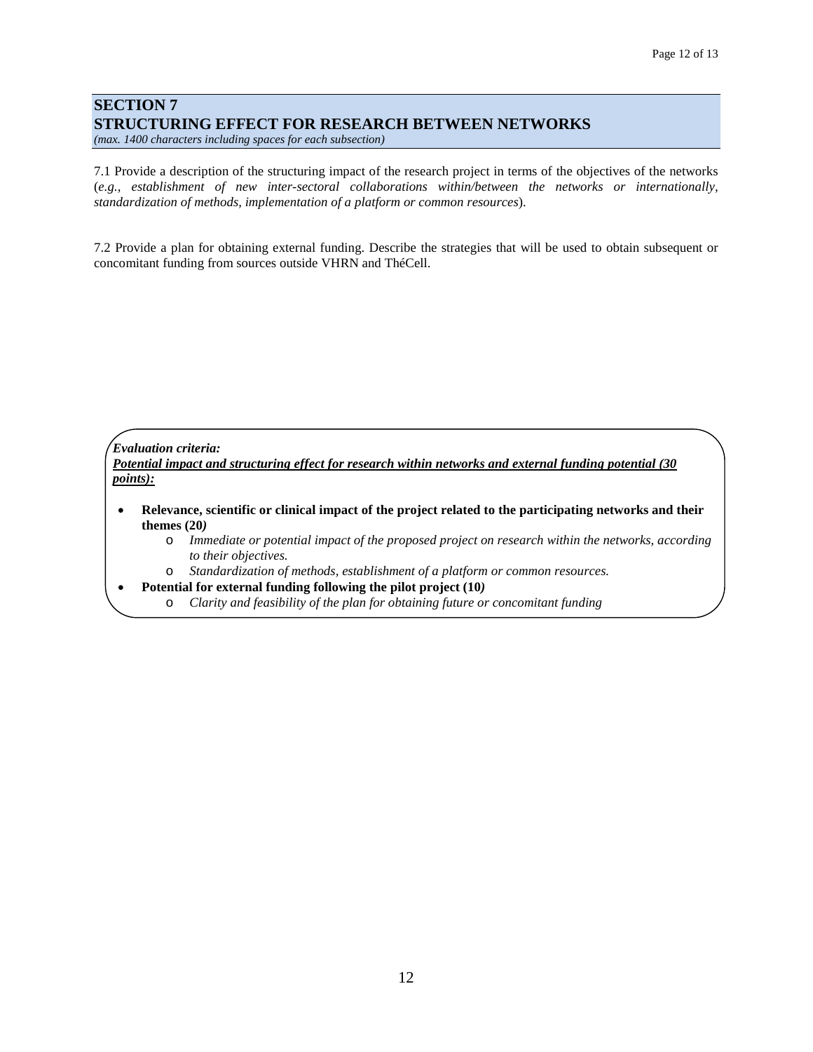## SECTION 7
## STRUCTURING EFFECT FOR RESEARCH BETWEEN NETWORKS

*(max. 1400 characters including spaces for each subsection)*

7.1 Provide a description of the structuring impact of the research project in terms of the objectives of the networks (*e.g., establishment of new inter-sectoral collaborations within/between the networks or internationally, standardization of methods, implementation of a platform or common resources*).

7.2 Provide a plan for obtaining external funding. Describe the strategies that will be used to obtain subsequent or concomitant funding from sources outside VHRN and ThéCell.

***Evaluation criteria:***

***Potential impact and structuring effect for research within networks and external funding potential (30 points):***

- **Relevance, scientific or clinical impact of the project related to the participating networks and their themes (20*)***
  - *Immediate or potential impact of the proposed project on research within the networks, according to their objectives.*
  - *Standardization of methods, establishment of a platform or common resources.*
- **Potential for external funding following the pilot project (10*)***
  - *Clarity and feasibility of the plan for obtaining future or concomitant funding*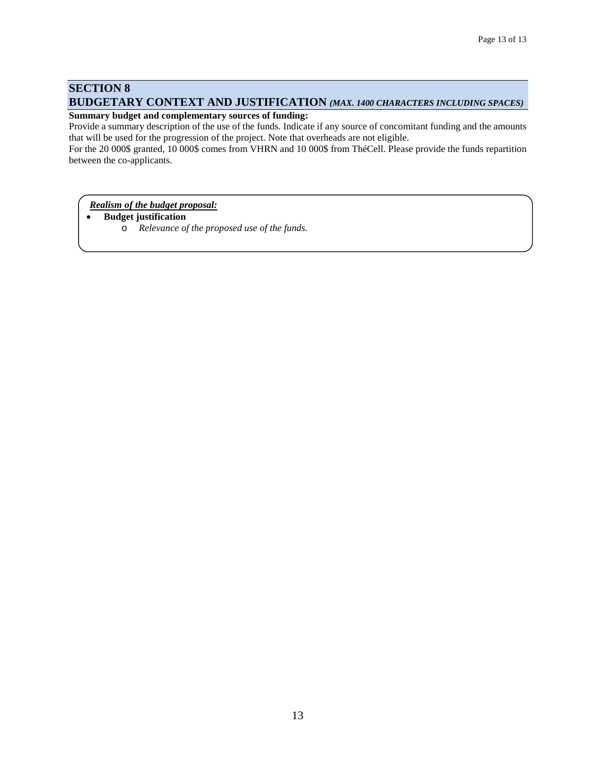## SECTION 8
## BUDGETARY CONTEXT AND JUSTIFICATION *(MAX. 1400 CHARACTERS INCLUDING SPACES)*

**Summary budget and complementary sources of funding:**

Provide a summary description of the use of the funds. Indicate if any source of concomitant funding and the amounts that will be used for the progression of the project. Note that overheads are not eligible.

For the 20 000$ granted, 10 000$ comes from VHRN and 10 000$ from ThéCell. Please provide the funds repartition between the co-applicants.

***Realism of the budget proposal:***

- **Budget justification**
  - *Relevance of the proposed use of the funds.*